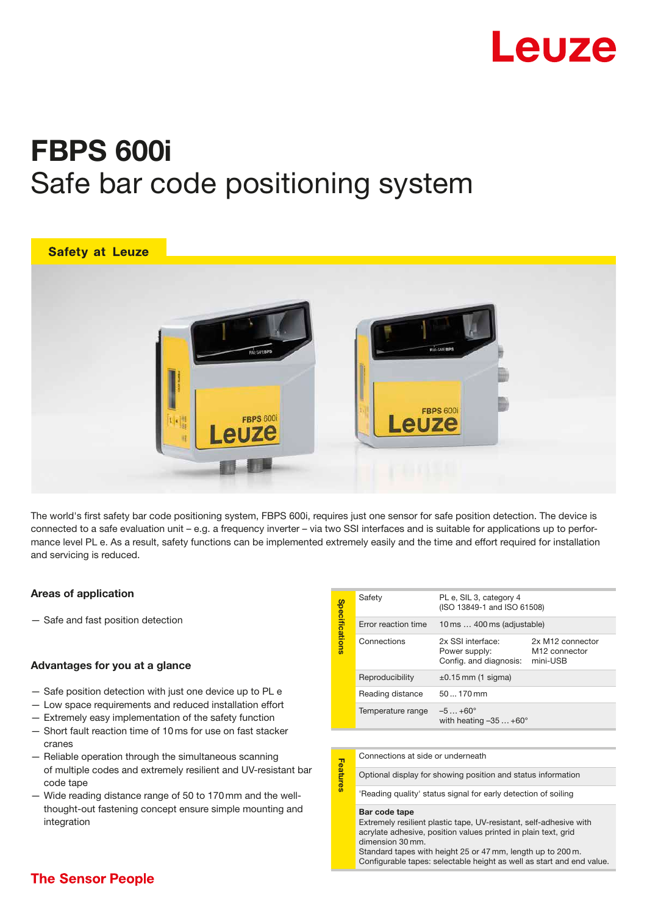Leuze

# FBPS 600i
## Safe bar code positioning system

**Safety at Leuze**

The world's first safety bar code positioning system, FBPS 600i, requires just one sensor for safe position detection. The device is connected to a safe evaluation unit – e.g. a frequency inverter – via two SSI interfaces and is suitable for applications up to performance level PL e. As a result, safety functions can be implemented extremely easily and the time and effort required for installation and servicing is reduced.

### Areas of application

— Safe and fast position detection

### Advantages for you at a glance

— Safe position detection with just one device up to PL e
— Low space requirements and reduced installation effort
— Extremely easy implementation of the safety function
— Short fault reaction time of 10 ms for use on fast stacker cranes
— Reliable operation through the simultaneous scanning of multiple codes and extremely resilient and UV-resistant bar code tape
— Wide reading distance range of 50 to 170 mm and the well-thought-out fastening concept ensure simple mounting and integration

**Specifications**

| | | |
|---|---|---|
| Safety | PL e, SIL 3, category 4 (ISO 13849-1 and ISO 61508) | |
| Error reaction time | 10 ms … 400 ms (adjustable) | |
| Connections | 2x SSI interface:<br>Power supply:<br>Config. and diagnosis: | 2x M12 connector<br>M12 connector<br>mini-USB |
| Reproducibility | ±0.15 mm (1 sigma) | |
| Reading distance | 50 … 170 mm | |
| Temperature range | −5 … +60°<br>with heating −35 … +60° | |

**Features**

- Connections at side or underneath
- Optional display for showing position and status information
- 'Reading quality' status signal for early detection of soiling
- **Bar code tape**
  Extremely resilient plastic tape, UV-resistant, self-adhesive with acrylate adhesive, position values printed in plain text, grid dimension 30 mm.
  Standard tapes with height 25 or 47 mm, length up to 200 m.
  Configurable tapes: selectable height as well as start and end value.

**The Sensor People**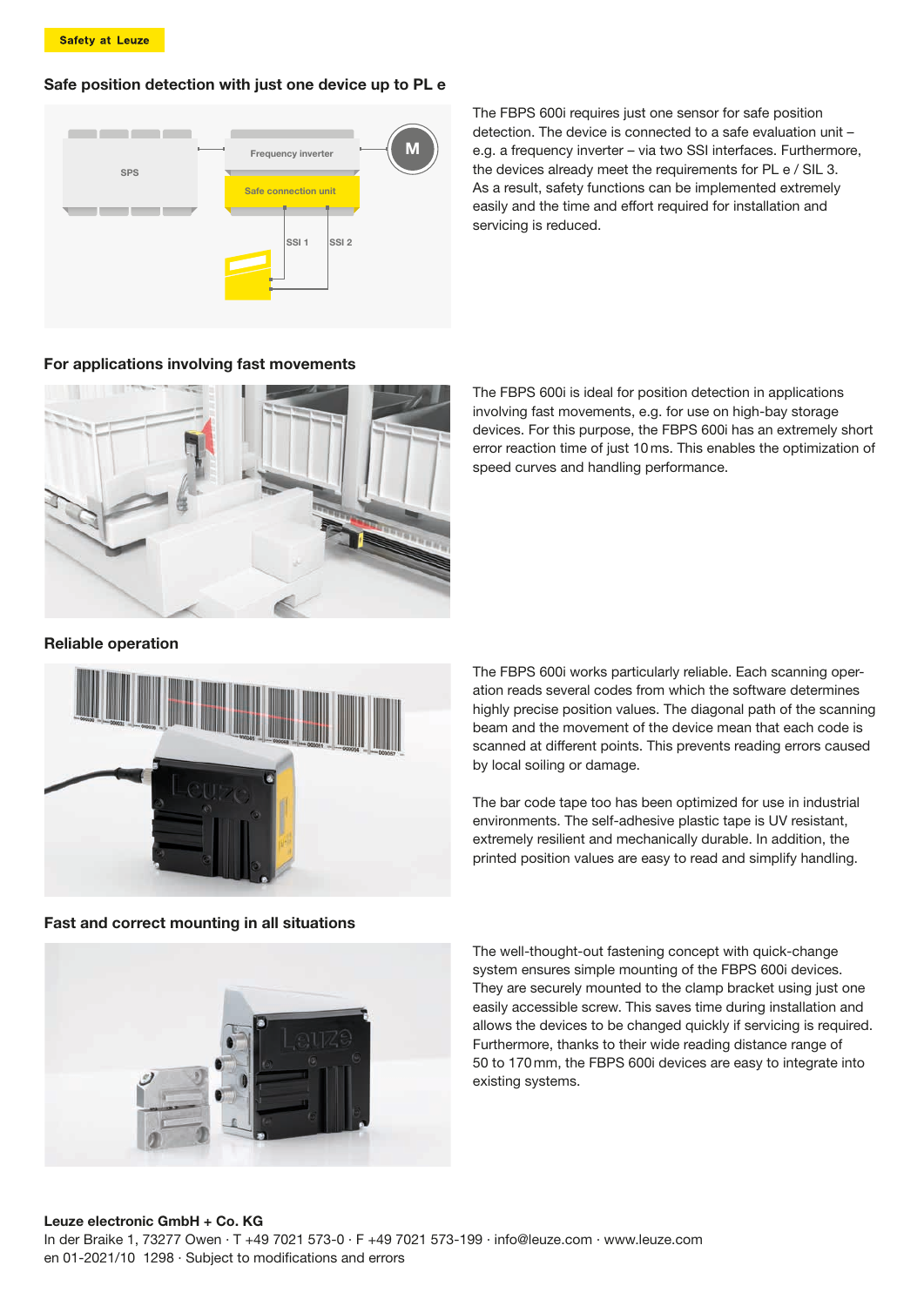Safety at Leuze

## Safe position detection with just one device up to PL e

SPS

Frequency inverter

M

Safe connection unit

SSI 1

SSI 2

The FBPS 600i requires just one sensor for safe position detection. The device is connected to a safe evaluation unit – e.g. a frequency inverter – via two SSI interfaces. Furthermore, the devices already meet the requirements for PL e / SIL 3. As a result, safety functions can be implemented extremely easily and the time and effort required for installation and servicing is reduced.

## For applications involving fast movements

The FBPS 600i is ideal for position detection in applications involving fast movements, e.g. for use on high-bay storage devices. For this purpose, the FBPS 600i has an extremely short error reaction time of just 10 ms. This enables the optimization of speed curves and handling performance.

## Reliable operation

The FBPS 600i works particularly reliable. Each scanning operation reads several codes from which the software determines highly precise position values. The diagonal path of the scanning beam and the movement of the device mean that each code is scanned at different points. This prevents reading errors caused by local soiling or damage.

The bar code tape too has been optimized for use in industrial environments. The self-adhesive plastic tape is UV resistant, extremely resilient and mechanically durable. In addition, the printed position values are easy to read and simplify handling.

## Fast and correct mounting in all situations

The well-thought-out fastening concept with quick-change system ensures simple mounting of the FBPS 600i devices. They are securely mounted to the clamp bracket using just one easily accessible screw. This saves time during installation and allows the devices to be changed quickly if servicing is required. Furthermore, thanks to their wide reading distance range of 50 to 170 mm, the FBPS 600i devices are easy to integrate into existing systems.

**Leuze electronic GmbH + Co. KG**
In der Braike 1, 73277 Owen · T +49 7021 573-0 · F +49 7021 573-199 · info@leuze.com · www.leuze.com
en 01-2021/10 1298 · Subject to modifications and errors